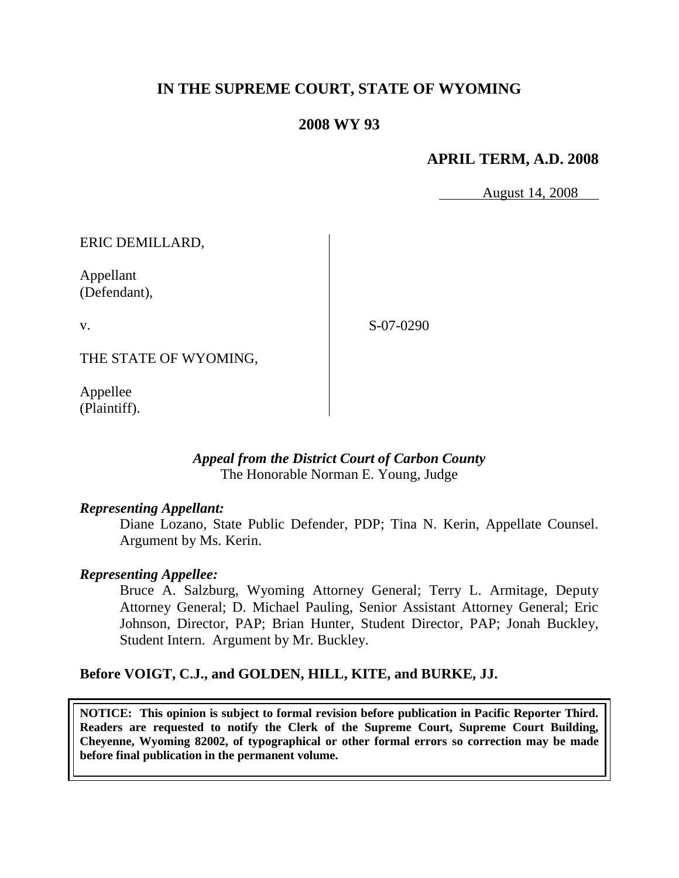# IN THE SUPREME COURT, STATE OF WYOMING

## 2008 WY 93

**APRIL TERM, A.D. 2008**

August 14, 2008

| | |
|---|---|
| ERIC DEMILLARD,<br><br>Appellant<br>(Defendant),<br><br>v.<br><br>THE STATE OF WYOMING,<br><br>Appellee<br>(Plaintiff). | S-07-0290 |

*Appeal from the District Court of Carbon County*
The Honorable Norman E. Young, Judge

***Representing Appellant:***

Diane Lozano, State Public Defender, PDP; Tina N. Kerin, Appellate Counsel. Argument by Ms. Kerin.

***Representing Appellee:***

Bruce A. Salzburg, Wyoming Attorney General; Terry L. Armitage, Deputy Attorney General; D. Michael Pauling, Senior Assistant Attorney General; Eric Johnson, Director, PAP; Brian Hunter, Student Director, PAP; Jonah Buckley, Student Intern. Argument by Mr. Buckley.

**Before VOIGT, C.J., and GOLDEN, HILL, KITE, and BURKE, JJ.**

**NOTICE: This opinion is subject to formal revision before publication in Pacific Reporter Third. Readers are requested to notify the Clerk of the Supreme Court, Supreme Court Building, Cheyenne, Wyoming 82002, of typographical or other formal errors so correction may be made before final publication in the permanent volume.**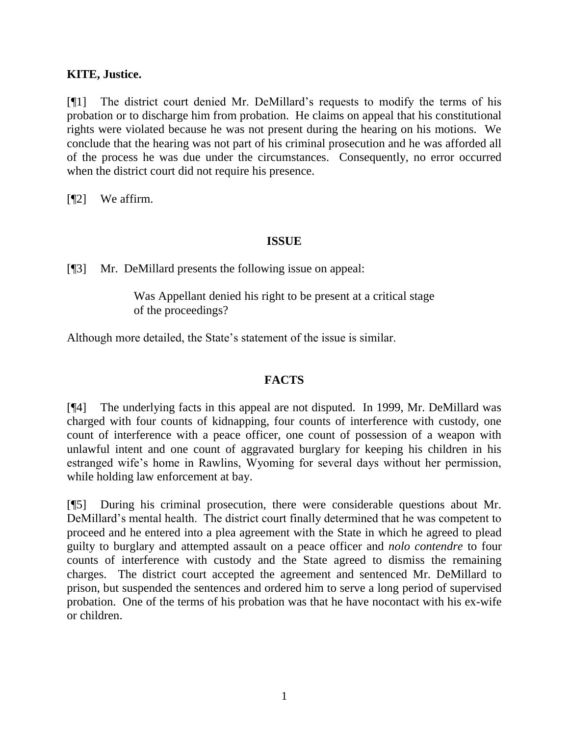**KITE, Justice.**

[¶1] The district court denied Mr. DeMillard's requests to modify the terms of his probation or to discharge him from probation. He claims on appeal that his constitutional rights were violated because he was not present during the hearing on his motions. We conclude that the hearing was not part of his criminal prosecution and he was afforded all of the process he was due under the circumstances. Consequently, no error occurred when the district court did not require his presence.

[¶2] We affirm.

## ISSUE

[¶3] Mr. DeMillard presents the following issue on appeal:

> Was Appellant denied his right to be present at a critical stage of the proceedings?

Although more detailed, the State's statement of the issue is similar.

## FACTS

[¶4] The underlying facts in this appeal are not disputed. In 1999, Mr. DeMillard was charged with four counts of kidnapping, four counts of interference with custody, one count of interference with a peace officer, one count of possession of a weapon with unlawful intent and one count of aggravated burglary for keeping his children in his estranged wife's home in Rawlins, Wyoming for several days without her permission, while holding law enforcement at bay.

[¶5] During his criminal prosecution, there were considerable questions about Mr. DeMillard's mental health. The district court finally determined that he was competent to proceed and he entered into a plea agreement with the State in which he agreed to plead guilty to burglary and attempted assault on a peace officer and *nolo contendre* to four counts of interference with custody and the State agreed to dismiss the remaining charges. The district court accepted the agreement and sentenced Mr. DeMillard to prison, but suspended the sentences and ordered him to serve a long period of supervised probation. One of the terms of his probation was that he have nocontact with his ex-wife or children.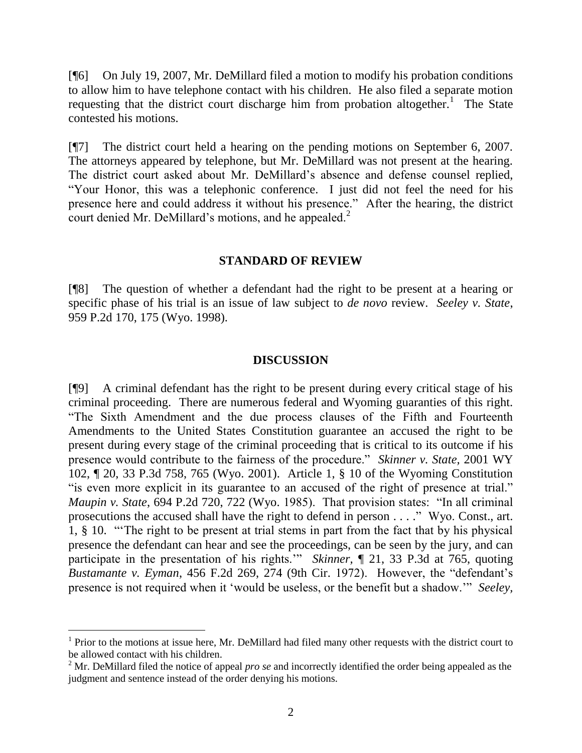[¶6] On July 19, 2007, Mr. DeMillard filed a motion to modify his probation conditions to allow him to have telephone contact with his children. He also filed a separate motion requesting that the district court discharge him from probation altogether.[1] The State contested his motions.

[¶7] The district court held a hearing on the pending motions on September 6, 2007. The attorneys appeared by telephone, but Mr. DeMillard was not present at the hearing. The district court asked about Mr. DeMillard's absence and defense counsel replied, "Your Honor, this was a telephonic conference. I just did not feel the need for his presence here and could address it without his presence." After the hearing, the district court denied Mr. DeMillard's motions, and he appealed.[2]

## STANDARD OF REVIEW

[¶8] The question of whether a defendant had the right to be present at a hearing or specific phase of his trial is an issue of law subject to *de novo* review. *Seeley v. State*, 959 P.2d 170, 175 (Wyo. 1998).

## DISCUSSION

[¶9] A criminal defendant has the right to be present during every critical stage of his criminal proceeding. There are numerous federal and Wyoming guaranties of this right. "The Sixth Amendment and the due process clauses of the Fifth and Fourteenth Amendments to the United States Constitution guarantee an accused the right to be present during every stage of the criminal proceeding that is critical to its outcome if his presence would contribute to the fairness of the procedure." *Skinner v. State*, 2001 WY 102, ¶ 20, 33 P.3d 758, 765 (Wyo. 2001). Article 1, § 10 of the Wyoming Constitution "is even more explicit in its guarantee to an accused of the right of presence at trial." *Maupin v. State*, 694 P.2d 720, 722 (Wyo. 1985). That provision states: "In all criminal prosecutions the accused shall have the right to defend in person . . . ." Wyo. Const., art. 1, § 10. "'The right to be present at trial stems in part from the fact that by his physical presence the defendant can hear and see the proceedings, can be seen by the jury, and can participate in the presentation of his rights.'" *Skinner*, ¶ 21, 33 P.3d at 765, quoting *Bustamante v. Eyman*, 456 F.2d 269, 274 (9th Cir. 1972). However, the "defendant's presence is not required when it 'would be useless, or the benefit but a shadow.'" *Seeley*,

---

[1] Prior to the motions at issue here, Mr. DeMillard had filed many other requests with the district court to be allowed contact with his children.

[2] Mr. DeMillard filed the notice of appeal *pro se* and incorrectly identified the order being appealed as the judgment and sentence instead of the order denying his motions.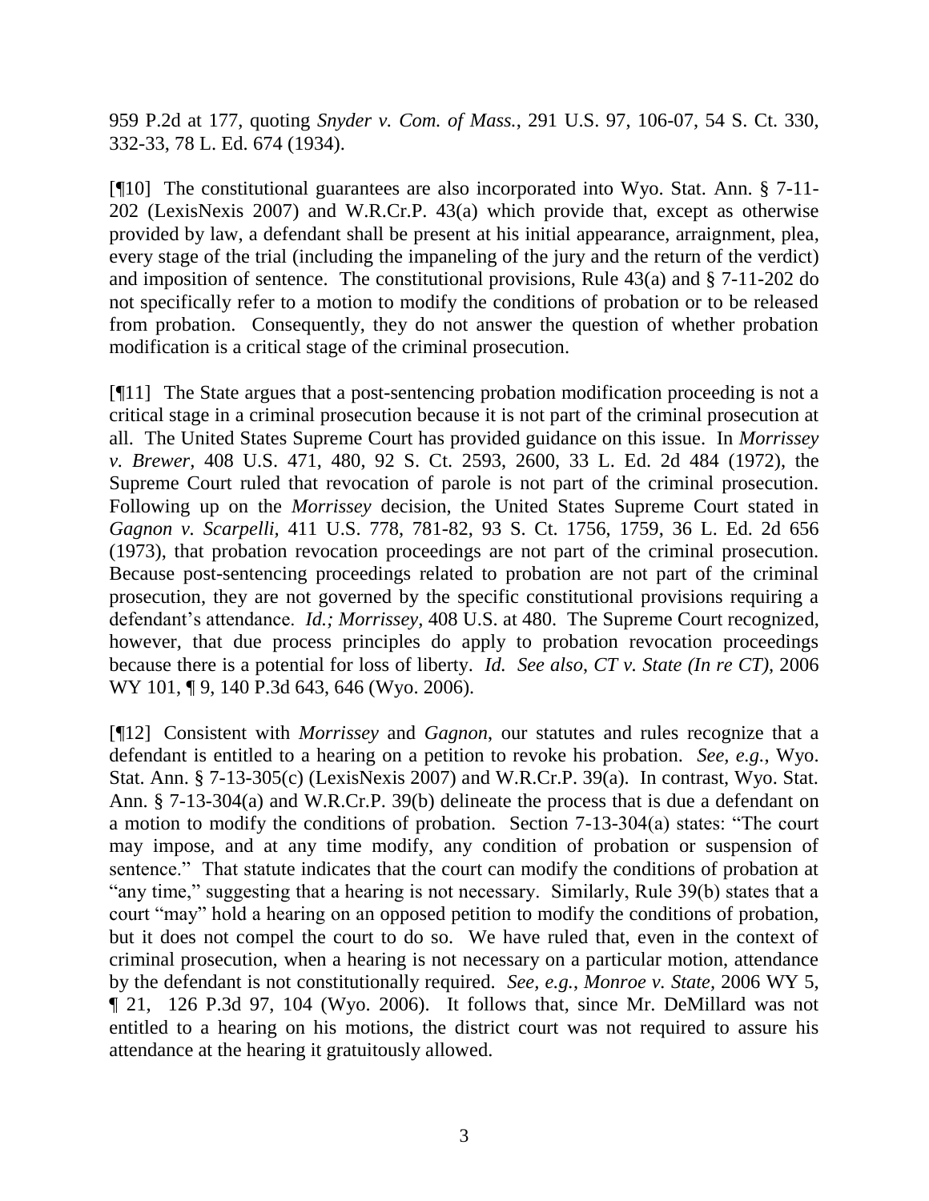959 P.2d at 177, quoting *Snyder v. Com. of Mass.*, 291 U.S. 97, 106-07, 54 S. Ct. 330, 332-33, 78 L. Ed. 674 (1934).

[¶10] The constitutional guarantees are also incorporated into Wyo. Stat. Ann. § 7-11-202 (LexisNexis 2007) and W.R.Cr.P. 43(a) which provide that, except as otherwise provided by law, a defendant shall be present at his initial appearance, arraignment, plea, every stage of the trial (including the impaneling of the jury and the return of the verdict) and imposition of sentence. The constitutional provisions, Rule 43(a) and § 7-11-202 do not specifically refer to a motion to modify the conditions of probation or to be released from probation. Consequently, they do not answer the question of whether probation modification is a critical stage of the criminal prosecution.

[¶11] The State argues that a post-sentencing probation modification proceeding is not a critical stage in a criminal prosecution because it is not part of the criminal prosecution at all. The United States Supreme Court has provided guidance on this issue. In *Morrissey v. Brewer*, 408 U.S. 471, 480, 92 S. Ct. 2593, 2600, 33 L. Ed. 2d 484 (1972), the Supreme Court ruled that revocation of parole is not part of the criminal prosecution. Following up on the *Morrissey* decision, the United States Supreme Court stated in *Gagnon v. Scarpelli*, 411 U.S. 778, 781-82, 93 S. Ct. 1756, 1759, 36 L. Ed. 2d 656 (1973), that probation revocation proceedings are not part of the criminal prosecution. Because post-sentencing proceedings related to probation are not part of the criminal prosecution, they are not governed by the specific constitutional provisions requiring a defendant's attendance. *Id.; Morrissey*, 408 U.S. at 480. The Supreme Court recognized, however, that due process principles do apply to probation revocation proceedings because there is a potential for loss of liberty. *Id. See also*, *CT v. State (In re CT)*, 2006 WY 101, ¶ 9, 140 P.3d 643, 646 (Wyo. 2006).

[¶12] Consistent with *Morrissey* and *Gagnon*, our statutes and rules recognize that a defendant is entitled to a hearing on a petition to revoke his probation. *See, e.g.*, Wyo. Stat. Ann. § 7-13-305(c) (LexisNexis 2007) and W.R.Cr.P. 39(a). In contrast, Wyo. Stat. Ann. § 7-13-304(a) and W.R.Cr.P. 39(b) delineate the process that is due a defendant on a motion to modify the conditions of probation. Section 7-13-304(a) states: "The court may impose, and at any time modify, any condition of probation or suspension of sentence." That statute indicates that the court can modify the conditions of probation at "any time," suggesting that a hearing is not necessary. Similarly, Rule 39(b) states that a court "may" hold a hearing on an opposed petition to modify the conditions of probation, but it does not compel the court to do so. We have ruled that, even in the context of criminal prosecution, when a hearing is not necessary on a particular motion, attendance by the defendant is not constitutionally required. *See, e.g.*, *Monroe v. State*, 2006 WY 5, ¶ 21, 126 P.3d 97, 104 (Wyo. 2006). It follows that, since Mr. DeMillard was not entitled to a hearing on his motions, the district court was not required to assure his attendance at the hearing it gratuitously allowed.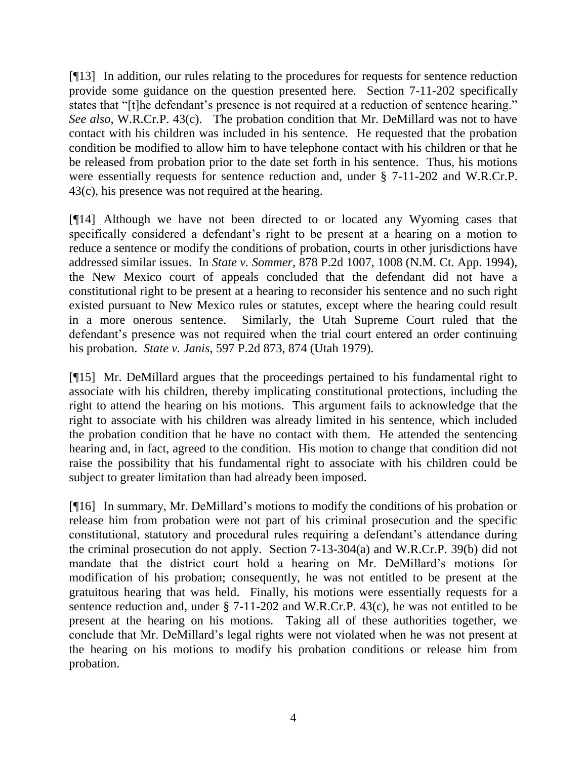[¶13] In addition, our rules relating to the procedures for requests for sentence reduction provide some guidance on the question presented here. Section 7-11-202 specifically states that "[t]he defendant's presence is not required at a reduction of sentence hearing." *See also*, W.R.Cr.P. 43(c). The probation condition that Mr. DeMillard was not to have contact with his children was included in his sentence. He requested that the probation condition be modified to allow him to have telephone contact with his children or that he be released from probation prior to the date set forth in his sentence. Thus, his motions were essentially requests for sentence reduction and, under § 7-11-202 and W.R.Cr.P. 43(c), his presence was not required at the hearing.

[¶14] Although we have not been directed to or located any Wyoming cases that specifically considered a defendant's right to be present at a hearing on a motion to reduce a sentence or modify the conditions of probation, courts in other jurisdictions have addressed similar issues. In *State v. Sommer*, 878 P.2d 1007, 1008 (N.M. Ct. App. 1994), the New Mexico court of appeals concluded that the defendant did not have a constitutional right to be present at a hearing to reconsider his sentence and no such right existed pursuant to New Mexico rules or statutes, except where the hearing could result in a more onerous sentence. Similarly, the Utah Supreme Court ruled that the defendant's presence was not required when the trial court entered an order continuing his probation. *State v. Janis*, 597 P.2d 873, 874 (Utah 1979).

[¶15] Mr. DeMillard argues that the proceedings pertained to his fundamental right to associate with his children, thereby implicating constitutional protections, including the right to attend the hearing on his motions. This argument fails to acknowledge that the right to associate with his children was already limited in his sentence, which included the probation condition that he have no contact with them. He attended the sentencing hearing and, in fact, agreed to the condition. His motion to change that condition did not raise the possibility that his fundamental right to associate with his children could be subject to greater limitation than had already been imposed.

[¶16] In summary, Mr. DeMillard's motions to modify the conditions of his probation or release him from probation were not part of his criminal prosecution and the specific constitutional, statutory and procedural rules requiring a defendant's attendance during the criminal prosecution do not apply. Section 7-13-304(a) and W.R.Cr.P. 39(b) did not mandate that the district court hold a hearing on Mr. DeMillard's motions for modification of his probation; consequently, he was not entitled to be present at the gratuitous hearing that was held. Finally, his motions were essentially requests for a sentence reduction and, under § 7-11-202 and W.R.Cr.P. 43(c), he was not entitled to be present at the hearing on his motions. Taking all of these authorities together, we conclude that Mr. DeMillard's legal rights were not violated when he was not present at the hearing on his motions to modify his probation conditions or release him from probation.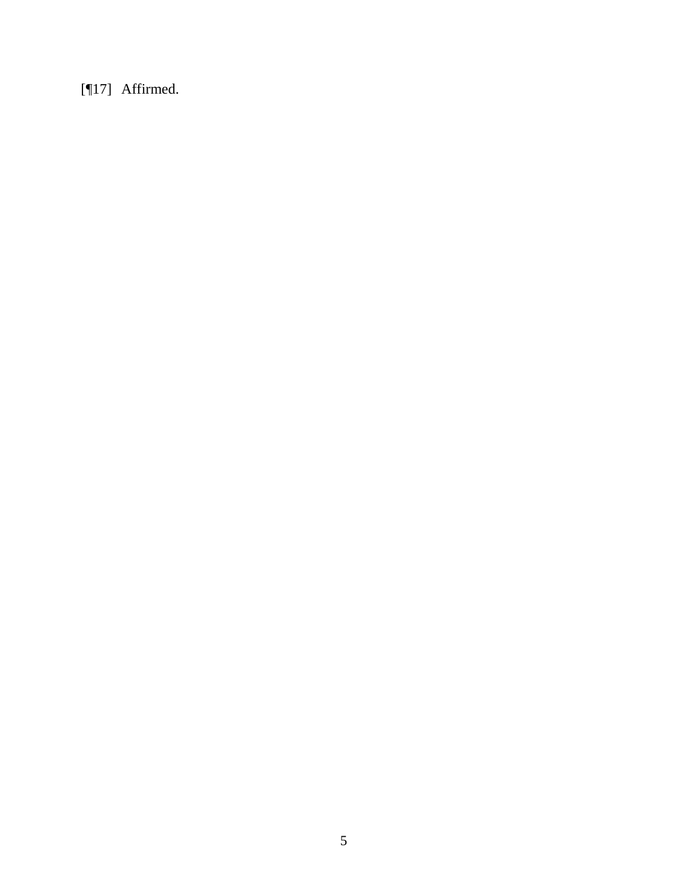[¶17] Affirmed.